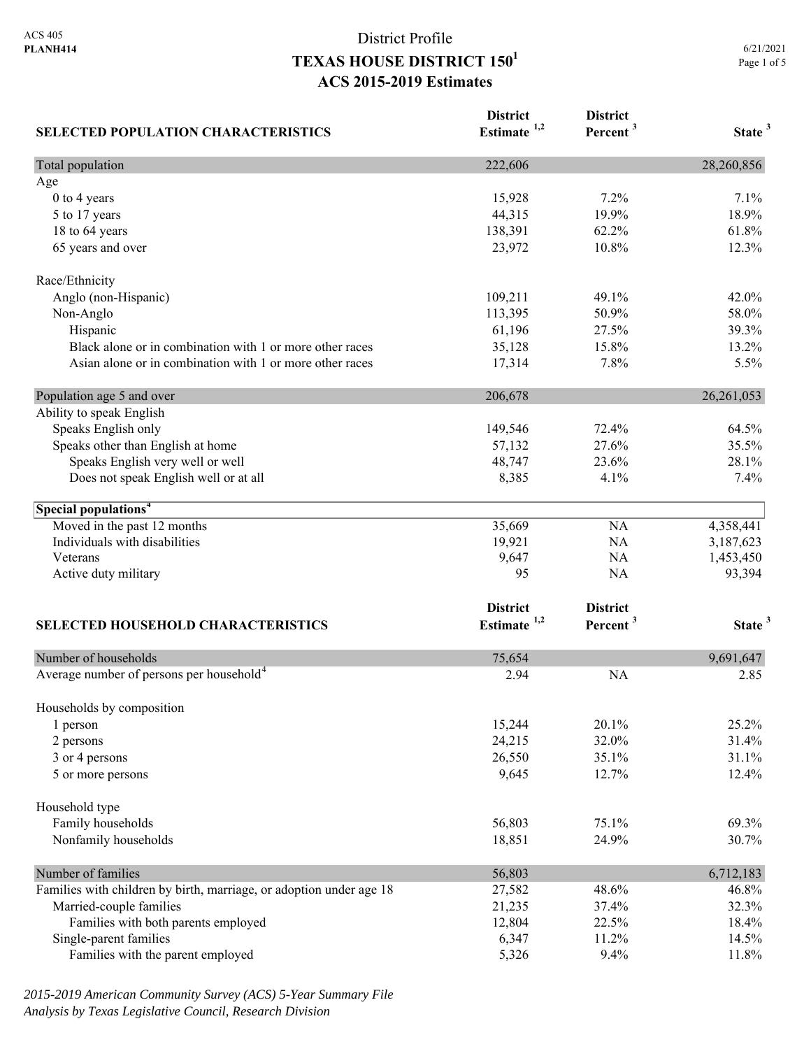ACS 405
**PLANH414**

# District Profile
# TEXAS HOUSE DISTRICT 150[1]
## ACS 2015-2019 Estimates

6/21/2021

| SELECTED POPULATION CHARACTERISTICS | District Estimate [1,2] | District Percent [3] | State [3] |
|---|---|---|---|
| Total population | 222,606 | | 28,260,856 |
| Age | | | |
| 0 to 4 years | 15,928 | 7.2% | 7.1% |
| 5 to 17 years | 44,315 | 19.9% | 18.9% |
| 18 to 64 years | 138,391 | 62.2% | 61.8% |
| 65 years and over | 23,972 | 10.8% | 12.3% |
| Race/Ethnicity | | | |
| Anglo (non-Hispanic) | 109,211 | 49.1% | 42.0% |
| Non-Anglo | 113,395 | 50.9% | 58.0% |
| Hispanic | 61,196 | 27.5% | 39.3% |
| Black alone or in combination with 1 or more other races | 35,128 | 15.8% | 13.2% |
| Asian alone or in combination with 1 or more other races | 17,314 | 7.8% | 5.5% |
| Population age 5 and over | 206,678 | | 26,261,053 |
| Ability to speak English | | | |
| Speaks English only | 149,546 | 72.4% | 64.5% |
| Speaks other than English at home | 57,132 | 27.6% | 35.5% |
| Speaks English very well or well | 48,747 | 23.6% | 28.1% |
| Does not speak English well or at all | 8,385 | 4.1% | 7.4% |
| **Special populations[4]** | | | |
| Moved in the past 12 months | 35,669 | NA | 4,358,441 |
| Individuals with disabilities | 19,921 | NA | 3,187,623 |
| Veterans | 9,647 | NA | 1,453,450 |
| Active duty military | 95 | NA | 93,394 |

| SELECTED HOUSEHOLD CHARACTERISTICS | District Estimate [1,2] | District Percent [3] | State [3] |
|---|---|---|---|
| Number of households | 75,654 | | 9,691,647 |
| Average number of persons per household[4] | 2.94 | NA | 2.85 |
| Households by composition | | | |
| 1 person | 15,244 | 20.1% | 25.2% |
| 2 persons | 24,215 | 32.0% | 31.4% |
| 3 or 4 persons | 26,550 | 35.1% | 31.1% |
| 5 or more persons | 9,645 | 12.7% | 12.4% |
| Household type | | | |
| Family households | 56,803 | 75.1% | 69.3% |
| Nonfamily households | 18,851 | 24.9% | 30.7% |
| Number of families | 56,803 | | 6,712,183 |
| Families with children by birth, marriage, or adoption under age 18 | 27,582 | 48.6% | 46.8% |
| Married-couple families | 21,235 | 37.4% | 32.3% |
| Families with both parents employed | 12,804 | 22.5% | 18.4% |
| Single-parent families | 6,347 | 11.2% | 14.5% |
| Families with the parent employed | 5,326 | 9.4% | 11.8% |

*2015-2019 American Community Survey (ACS) 5-Year Summary File*
*Analysis by Texas Legislative Council, Research Division*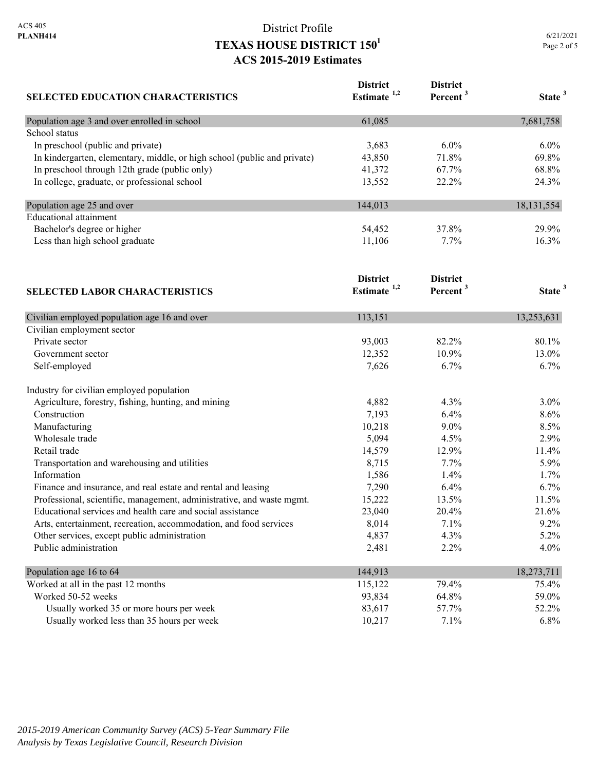# District Profile
## TEXAS HOUSE DISTRICT 150[1]
## ACS 2015-2019 Estimates

| SELECTED EDUCATION CHARACTERISTICS | District Estimate [1,2] | District Percent [3] | State [3] |
|---|---|---|---|
| Population age 3 and over enrolled in school | 61,085 | | 7,681,758 |
| School status | | | |
| In preschool (public and private) | 3,683 | 6.0% | 6.0% |
| In kindergarten, elementary, middle, or high school (public and private) | 43,850 | 71.8% | 69.8% |
| In preschool through 12th grade (public only) | 41,372 | 67.7% | 68.8% |
| In college, graduate, or professional school | 13,552 | 22.2% | 24.3% |
| Population age 25 and over | 144,013 | | 18,131,554 |
| Educational attainment | | | |
| Bachelor's degree or higher | 54,452 | 37.8% | 29.9% |
| Less than high school graduate | 11,106 | 7.7% | 16.3% |

| SELECTED LABOR CHARACTERISTICS | District Estimate [1,2] | District Percent [3] | State [3] |
|---|---|---|---|
| Civilian employed population age 16 and over | 113,151 | | 13,253,631 |
| Civilian employment sector | | | |
| Private sector | 93,003 | 82.2% | 80.1% |
| Government sector | 12,352 | 10.9% | 13.0% |
| Self-employed | 7,626 | 6.7% | 6.7% |
| Industry for civilian employed population | | | |
| Agriculture, forestry, fishing, hunting, and mining | 4,882 | 4.3% | 3.0% |
| Construction | 7,193 | 6.4% | 8.6% |
| Manufacturing | 10,218 | 9.0% | 8.5% |
| Wholesale trade | 5,094 | 4.5% | 2.9% |
| Retail trade | 14,579 | 12.9% | 11.4% |
| Transportation and warehousing and utilities | 8,715 | 7.7% | 5.9% |
| Information | 1,586 | 1.4% | 1.7% |
| Finance and insurance, and real estate and rental and leasing | 7,290 | 6.4% | 6.7% |
| Professional, scientific, management, administrative, and waste mgmt. | 15,222 | 13.5% | 11.5% |
| Educational services and health care and social assistance | 23,040 | 20.4% | 21.6% |
| Arts, entertainment, recreation, accommodation, and food services | 8,014 | 7.1% | 9.2% |
| Other services, except public administration | 4,837 | 4.3% | 5.2% |
| Public administration | 2,481 | 2.2% | 4.0% |
| Population age 16 to 64 | 144,913 | | 18,273,711 |
| Worked at all in the past 12 months | 115,122 | 79.4% | 75.4% |
| Worked 50-52 weeks | 93,834 | 64.8% | 59.0% |
| Usually worked 35 or more hours per week | 83,617 | 57.7% | 52.2% |
| Usually worked less than 35 hours per week | 10,217 | 7.1% | 6.8% |

*2015-2019 American Community Survey (ACS) 5-Year Summary File*
*Analysis by Texas Legislative Council, Research Division*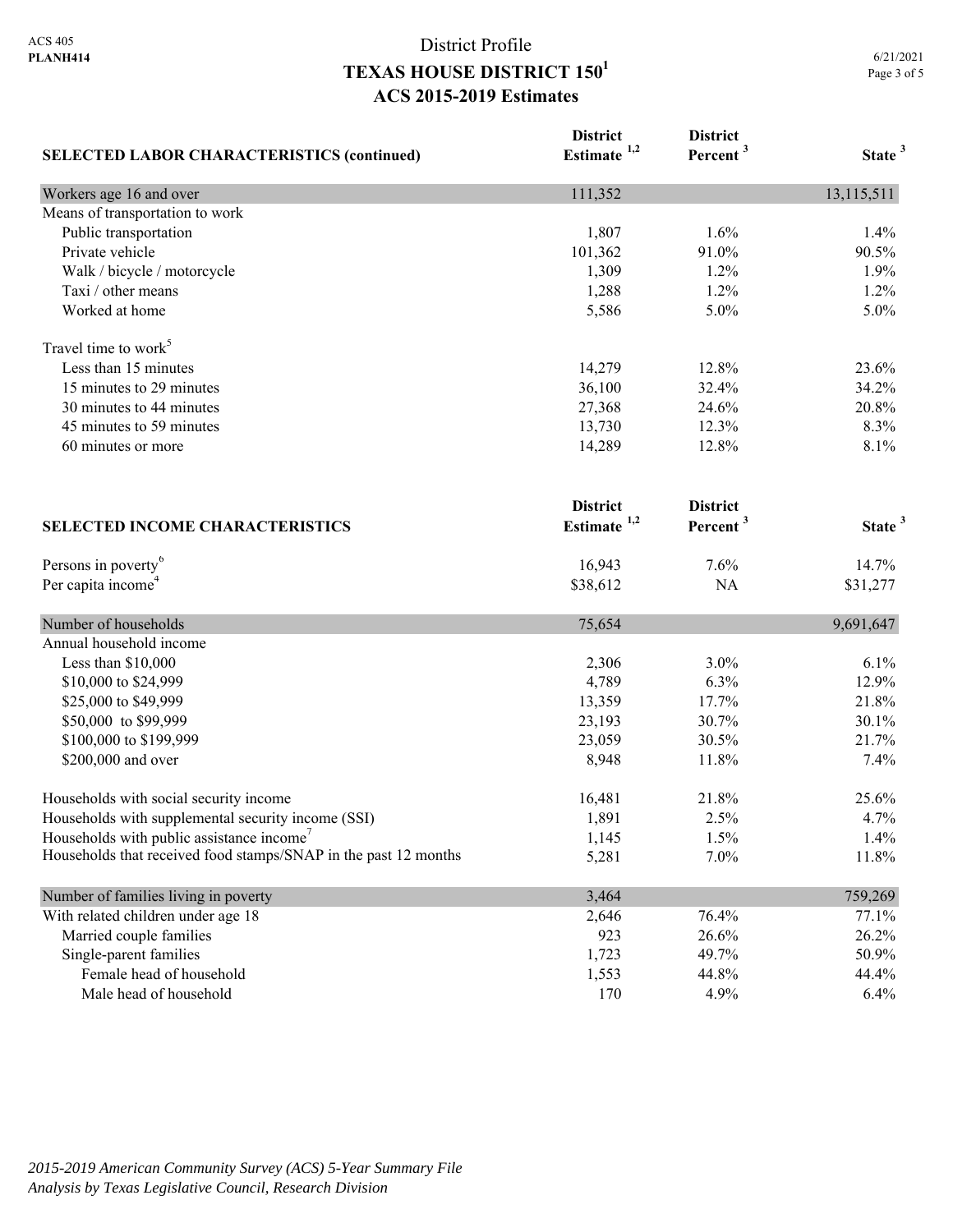# District Profile
## TEXAS HOUSE DISTRICT 150[1]
## ACS 2015-2019 Estimates

| SELECTED LABOR CHARACTERISTICS (continued) | District Estimate [1,2] | District Percent [3] | State [3] |
|---|---|---|---|
| Workers age 16 and over | 111,352 | | 13,115,511 |
| Means of transportation to work | | | |
| Public transportation | 1,807 | 1.6% | 1.4% |
| Private vehicle | 101,362 | 91.0% | 90.5% |
| Walk / bicycle / motorcycle | 1,309 | 1.2% | 1.9% |
| Taxi / other means | 1,288 | 1.2% | 1.2% |
| Worked at home | 5,586 | 5.0% | 5.0% |
| Travel time to work[5] | | | |
| Less than 15 minutes | 14,279 | 12.8% | 23.6% |
| 15 minutes to 29 minutes | 36,100 | 32.4% | 34.2% |
| 30 minutes to 44 minutes | 27,368 | 24.6% | 20.8% |
| 45 minutes to 59 minutes | 13,730 | 12.3% | 8.3% |
| 60 minutes or more | 14,289 | 12.8% | 8.1% |

| SELECTED INCOME CHARACTERISTICS | District Estimate [1,2] | District Percent [3] | State [3] |
|---|---|---|---|
| Persons in poverty[6] | 16,943 | 7.6% | 14.7% |
| Per capita income[4] | $38,612 | NA | $31,277 |
| Number of households | 75,654 | | 9,691,647 |
| Annual household income | | | |
| Less than $10,000 | 2,306 | 3.0% | 6.1% |
| $10,000 to $24,999 | 4,789 | 6.3% | 12.9% |
| $25,000 to $49,999 | 13,359 | 17.7% | 21.8% |
| $50,000 to $99,999 | 23,193 | 30.7% | 30.1% |
| $100,000 to $199,999 | 23,059 | 30.5% | 21.7% |
| $200,000 and over | 8,948 | 11.8% | 7.4% |
| Households with social security income | 16,481 | 21.8% | 25.6% |
| Households with supplemental security income (SSI) | 1,891 | 2.5% | 4.7% |
| Households with public assistance income[7] | 1,145 | 1.5% | 1.4% |
| Households that received food stamps/SNAP in the past 12 months | 5,281 | 7.0% | 11.8% |
| Number of families living in poverty | 3,464 | | 759,269 |
| With related children under age 18 | 2,646 | 76.4% | 77.1% |
| Married couple families | 923 | 26.6% | 26.2% |
| Single-parent families | 1,723 | 49.7% | 50.9% |
| Female head of household | 1,553 | 44.8% | 44.4% |
| Male head of household | 170 | 4.9% | 6.4% |

*2015-2019 American Community Survey (ACS) 5-Year Summary File*
*Analysis by Texas Legislative Council, Research Division*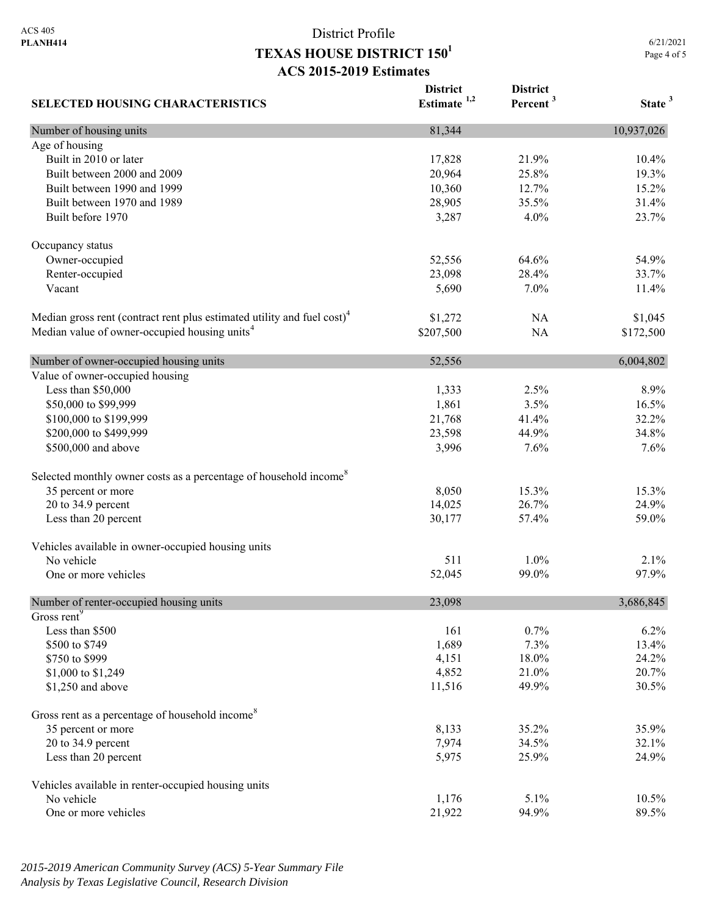ACS 405
**PLANH414**

# District Profile
## TEXAS HOUSE DISTRICT 150[1]
### ACS 2015-2019 Estimates

6/21/2021

| SELECTED HOUSING CHARACTERISTICS | District Estimate [1,2] | District Percent [3] | State [3] |
|---|---|---|---|
| Number of housing units | 81,344 | | 10,937,026 |
| Age of housing | | | |
| Built in 2010 or later | 17,828 | 21.9% | 10.4% |
| Built between 2000 and 2009 | 20,964 | 25.8% | 19.3% |
| Built between 1990 and 1999 | 10,360 | 12.7% | 15.2% |
| Built between 1970 and 1989 | 28,905 | 35.5% | 31.4% |
| Built before 1970 | 3,287 | 4.0% | 23.7% |
| Occupancy status | | | |
| Owner-occupied | 52,556 | 64.6% | 54.9% |
| Renter-occupied | 23,098 | 28.4% | 33.7% |
| Vacant | 5,690 | 7.0% | 11.4% |
| Median gross rent (contract rent plus estimated utility and fuel cost)[4] | $1,272 | NA | $1,045 |
| Median value of owner-occupied housing units[4] | $207,500 | NA | $172,500 |
| Number of owner-occupied housing units | 52,556 | | 6,004,802 |
| Value of owner-occupied housing | | | |
| Less than $50,000 | 1,333 | 2.5% | 8.9% |
| $50,000 to $99,999 | 1,861 | 3.5% | 16.5% |
| $100,000 to $199,999 | 21,768 | 41.4% | 32.2% |
| $200,000 to $499,999 | 23,598 | 44.9% | 34.8% |
| $500,000 and above | 3,996 | 7.6% | 7.6% |
| Selected monthly owner costs as a percentage of household income[8] | | | |
| 35 percent or more | 8,050 | 15.3% | 15.3% |
| 20 to 34.9 percent | 14,025 | 26.7% | 24.9% |
| Less than 20 percent | 30,177 | 57.4% | 59.0% |
| Vehicles available in owner-occupied housing units | | | |
| No vehicle | 511 | 1.0% | 2.1% |
| One or more vehicles | 52,045 | 99.0% | 97.9% |
| Number of renter-occupied housing units | 23,098 | | 3,686,845 |
| Gross rent[9] | | | |
| Less than $500 | 161 | 0.7% | 6.2% |
| $500 to $749 | 1,689 | 7.3% | 13.4% |
| $750 to $999 | 4,151 | 18.0% | 24.2% |
| $1,000 to $1,249 | 4,852 | 21.0% | 20.7% |
| $1,250 and above | 11,516 | 49.9% | 30.5% |
| Gross rent as a percentage of household income[8] | | | |
| 35 percent or more | 8,133 | 35.2% | 35.9% |
| 20 to 34.9 percent | 7,974 | 34.5% | 32.1% |
| Less than 20 percent | 5,975 | 25.9% | 24.9% |
| Vehicles available in renter-occupied housing units | | | |
| No vehicle | 1,176 | 5.1% | 10.5% |
| One or more vehicles | 21,922 | 94.9% | 89.5% |

*2015-2019 American Community Survey (ACS) 5-Year Summary File*
*Analysis by Texas Legislative Council, Research Division*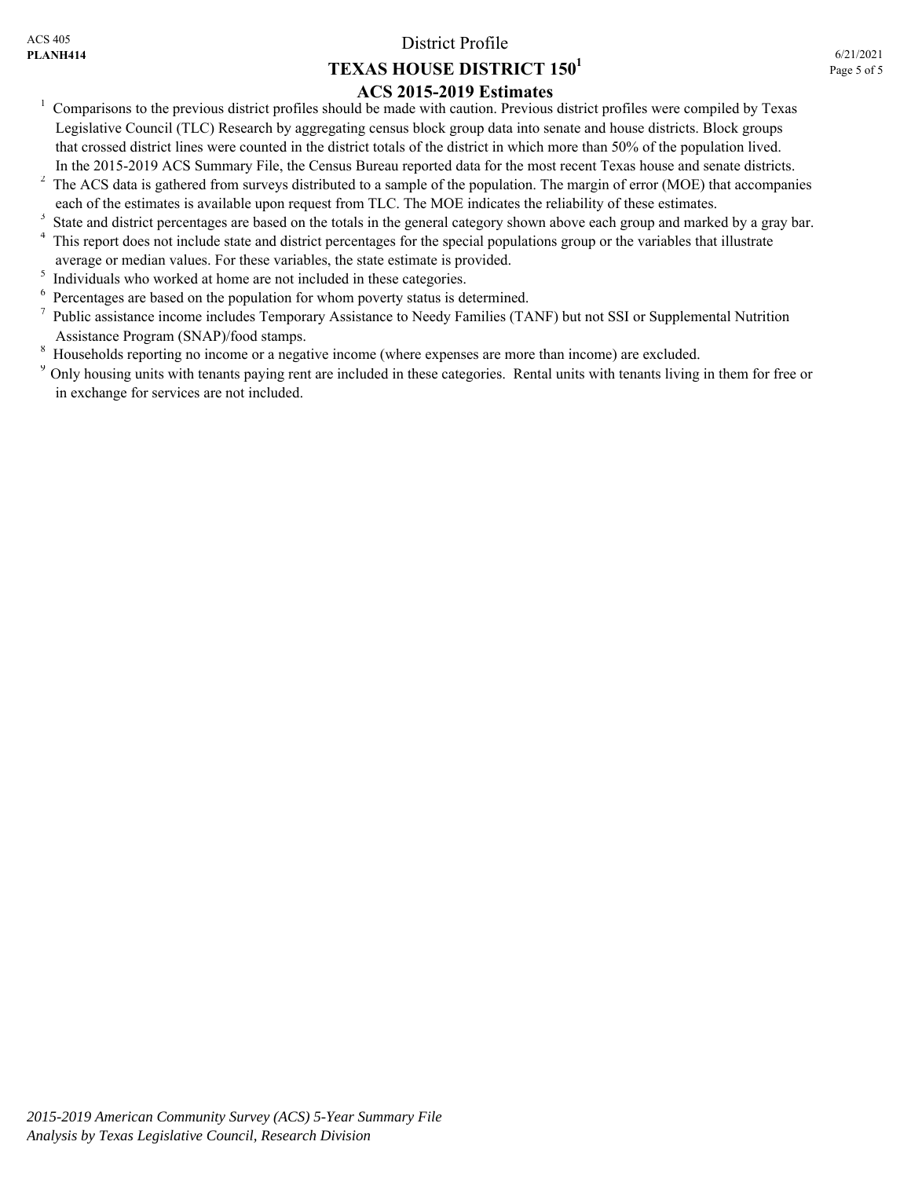# District Profile

## TEXAS HOUSE DISTRICT 150[1]

### ACS 2015-2019 Estimates

[1] Comparisons to the previous district profiles should be made with caution. Previous district profiles were compiled by Texas Legislative Council (TLC) Research by aggregating census block group data into senate and house districts. Block groups that crossed district lines were counted in the district totals of the district in which more than 50% of the population lived. In the 2015-2019 ACS Summary File, the Census Bureau reported data for the most recent Texas house and senate districts.

[2] The ACS data is gathered from surveys distributed to a sample of the population. The margin of error (MOE) that accompanies each of the estimates is available upon request from TLC. The MOE indicates the reliability of these estimates.

[3] State and district percentages are based on the totals in the general category shown above each group and marked by a gray bar.

[4] This report does not include state and district percentages for the special populations group or the variables that illustrate average or median values. For these variables, the state estimate is provided.

[5] Individuals who worked at home are not included in these categories.

[6] Percentages are based on the population for whom poverty status is determined.

[7] Public assistance income includes Temporary Assistance to Needy Families (TANF) but not SSI or Supplemental Nutrition Assistance Program (SNAP)/food stamps.

[8] Households reporting no income or a negative income (where expenses are more than income) are excluded.

[9] Only housing units with tenants paying rent are included in these categories. Rental units with tenants living in them for free or in exchange for services are not included.

*2015-2019 American Community Survey (ACS) 5-Year Summary File*
*Analysis by Texas Legislative Council, Research Division*